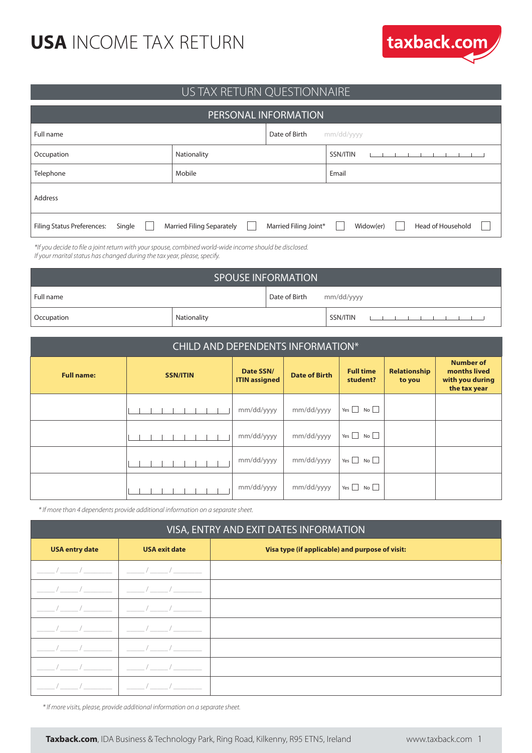# **USA** INCOME TAX RETURN

taxback.com

## US TAX RETURN QUESTIONNAIRE

### PERSONAL INFORMATION

| Full name | | Date of Birth mm/dd/yyyy |
|---|---|---|
| Occupation | Nationality | SSN/ITIN |
| Telephone | Mobile | Email |
| Address | | |

Filing Status Preferences: Single ☐ Married Filing Separately ☐ Married Filing Joint* ☐ Widow(er) ☐ Head of Household ☐

*If you decide to file a joint return with your spouse, combined world-wide income should be disclosed.*
*If your marital status has changed during the tax year, please, specify.*

### SPOUSE INFORMATION

| Full name | | Date of Birth mm/dd/yyyy |
|---|---|---|
| Occupation | Nationality | SSN/ITIN |

### CHILD AND DEPENDENTS INFORMATION*

| Full name: | SSN/ITIN | Date SSN/ ITIN assigned | Date of Birth | Full time student? | Relationship to you | Number of months lived with you during the tax year |
|---|---|---|---|---|---|---|
| | | mm/dd/yyyy | mm/dd/yyyy | Yes ☐ No ☐ | | |
| | | mm/dd/yyyy | mm/dd/yyyy | Yes ☐ No ☐ | | |
| | | mm/dd/yyyy | mm/dd/yyyy | Yes ☐ No ☐ | | |
| | | mm/dd/yyyy | mm/dd/yyyy | Yes ☐ No ☐ | | |

*\* If more than 4 dependents provide additional information on a separate sheet.*

### VISA, ENTRY AND EXIT DATES INFORMATION

| USA entry date | USA exit date | Visa type (if applicable) and purpose of visit: |
|---|---|---|
| \_\_/\_\_/\_\_\_\_ | \_\_/\_\_/\_\_\_\_ | |
| \_\_/\_\_/\_\_\_\_ | \_\_/\_\_/\_\_\_\_ | |
| \_\_/\_\_/\_\_\_\_ | \_\_/\_\_/\_\_\_\_ | |
| \_\_/\_\_/\_\_\_\_ | \_\_/\_\_/\_\_\_\_ | |
| \_\_/\_\_/\_\_\_\_ | \_\_/\_\_/\_\_\_\_ | |
| \_\_/\_\_/\_\_\_\_ | \_\_/\_\_/\_\_\_\_ | |
| \_\_/\_\_/\_\_\_\_ | \_\_/\_\_/\_\_\_\_ | |

*\* If more visits, please, provide additional information on a separate sheet.*

**Taxback.com**, IDA Business & Technology Park, Ring Road, Kilkenny, R95 ETN5, Ireland www.taxback.com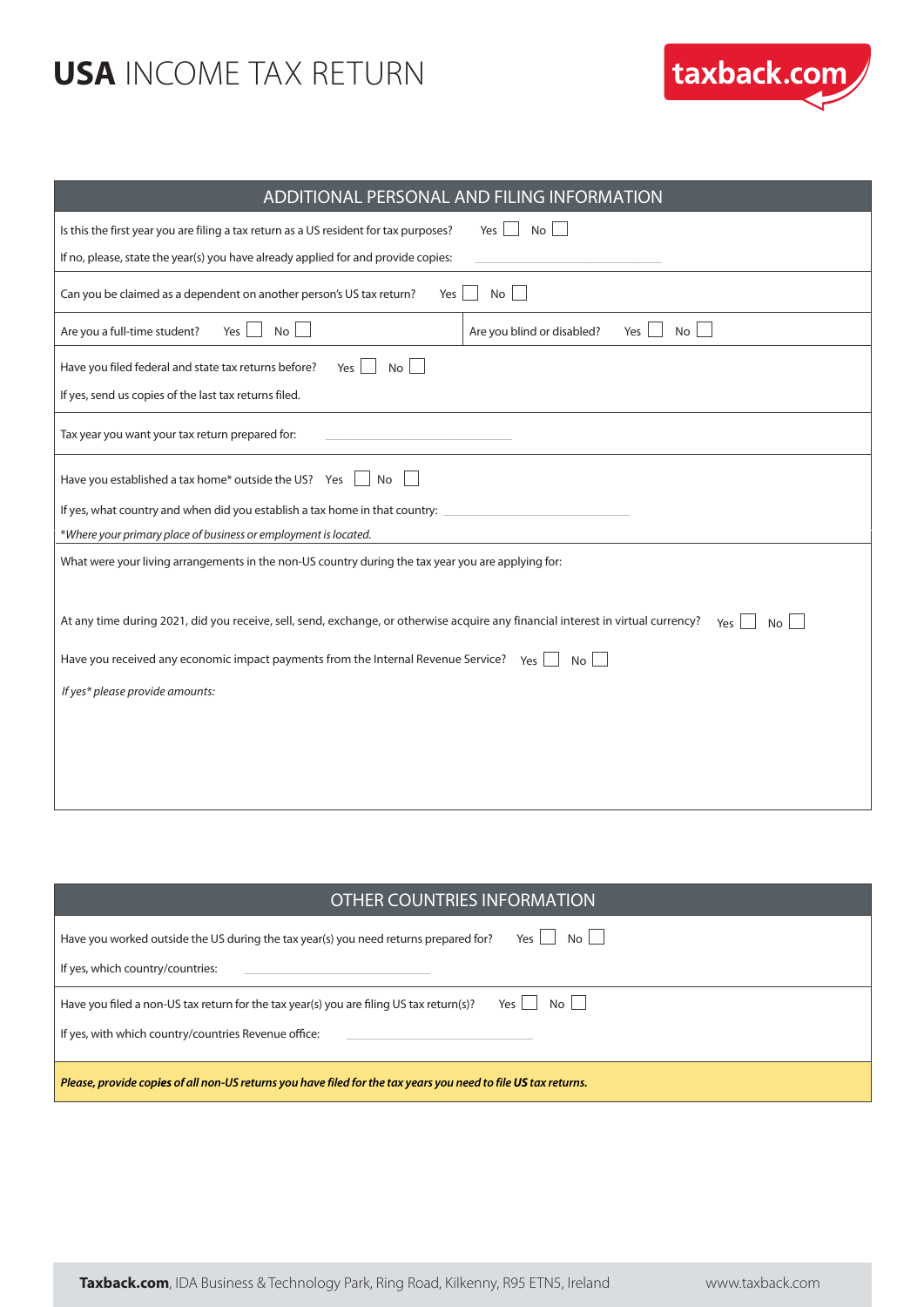# **USA** INCOME TAX RETURN

taxback.com

## ADDITIONAL PERSONAL AND FILING INFORMATION

Is this the first year you are filing a tax return as a US resident for tax purposes? Yes ☐ No ☐

If no, please, state the year(s) you have already applied for and provide copies: ____________________

Can you be claimed as a dependent on another person's US tax return? Yes ☐ No ☐

Are you a full-time student? Yes ☐ No ☐

Are you blind or disabled? Yes ☐ No ☐

Have you filed federal and state tax returns before? Yes ☐ No ☐

If yes, send us copies of the last tax returns filed.

Tax year you want your tax return prepared for: ____________________

Have you established a tax home* outside the US? Yes ☐ No ☐

If yes, what country and when did you establish a tax home in that country: ____________________

**Where your primary place of business or employment is located.*

What were your living arrangements in the non-US country during the tax year you are applying for:

At any time during 2021, did you receive, sell, send, exchange, or otherwise acquire any financial interest in virtual currency? Yes ☐ No ☐

Have you received any economic impact payments from the Internal Revenue Service? Yes ☐ No ☐

*If yes* please provide amounts:*

## OTHER COUNTRIES INFORMATION

Have you worked outside the US during the tax year(s) you need returns prepared for? Yes ☐ No ☐

If yes, which country/countries: ____________________

Have you filed a non-US tax return for the tax year(s) you are filing US tax return(s)? Yes ☐ No ☐

If yes, with which country/countries Revenue office: ____________________

***Please, provide copies of all non-US returns you have filed for the tax years you need to file US tax returns.***

**Taxback.com**, IDA Business & Technology Park, Ring Road, Kilkenny, R95 ETN5, Ireland www.taxback.com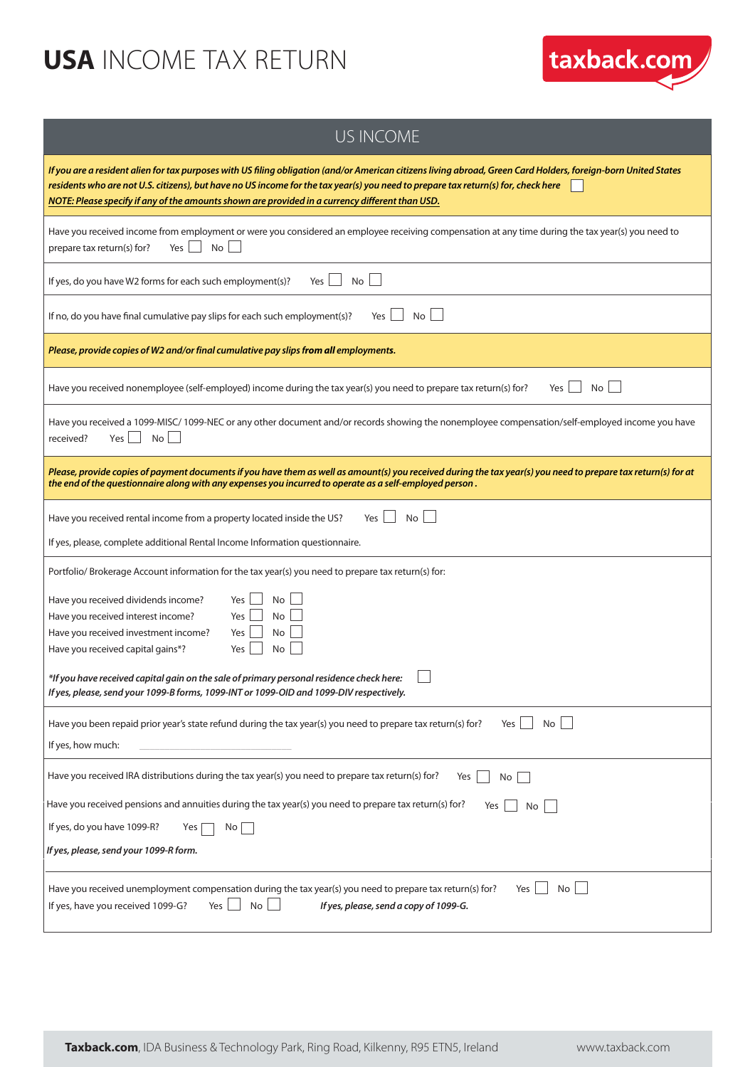# USA INCOME TAX RETURN

## US INCOME

***If you are a resident alien for tax purposes with US filing obligation (and/or American citizens living abroad, Green Card Holders, foreign-born United States residents who are not U.S. citizens), but have no US income for the tax year(s) you need to prepare tax return(s) for, check here*** ☐

***NOTE: Please specify if any of the amounts shown are provided in a currency different than USD.***

Have you received income from employment or were you considered an employee receiving compensation at any time during the tax year(s) you need to prepare tax return(s) for? Yes ☐ No ☐

If yes, do you have W2 forms for each such employment(s)? Yes ☐ No ☐

If no, do you have final cumulative pay slips for each such employment(s)? Yes ☐ No ☐

***Please, provide copies of W2 and/or final cumulative pay slips from all employments.***

Have you received nonemployee (self-employed) income during the tax year(s) you need to prepare tax return(s) for? Yes ☐ No ☐

Have you received a 1099-MISC/ 1099-NEC or any other document and/or records showing the nonemployee compensation/self-employed income you have received? Yes ☐ No ☐

***Please, provide copies of payment documents if you have them as well as amount(s) you received during the tax year(s) you need to prepare tax return(s) for at the end of the questionnaire along with any expenses you incurred to operate as a self-employed person .***

Have you received rental income from a property located inside the US? Yes ☐ No ☐

If yes, please, complete additional Rental Income Information questionnaire.

Portfolio/ Brokerage Account information for the tax year(s) you need to prepare tax return(s) for:

Have you received dividends income? Yes ☐ No ☐
Have you received interest income? Yes ☐ No ☐
Have you received investment income? Yes ☐ No ☐
Have you received capital gains*? Yes ☐ No ☐

**_*If you have received capital gain on the sale of primary personal residence check here:_** ☐
***If yes, please, send your 1099-B forms, 1099-INT or 1099-OID and 1099-DIV respectively.***

Have you been repaid prior year's state refund during the tax year(s) you need to prepare tax return(s) for? Yes ☐ No ☐

If yes, how much: ______________________

Have you received IRA distributions during the tax year(s) you need to prepare tax return(s) for? Yes ☐ No ☐

Have you received pensions and annuities during the tax year(s) you need to prepare tax return(s) for? Yes ☐ No ☐

If yes, do you have 1099-R? Yes ☐ No ☐

***If yes, please, send your 1099-R form.***

Have you received unemployment compensation during the tax year(s) you need to prepare tax return(s) for? Yes ☐ No ☐

If yes, have you received 1099-G? Yes ☐ No ☐ ***If yes, please, send a copy of 1099-G.***

**Taxback.com**, IDA Business & Technology Park, Ring Road, Kilkenny, R95 ETN5, Ireland www.taxback.com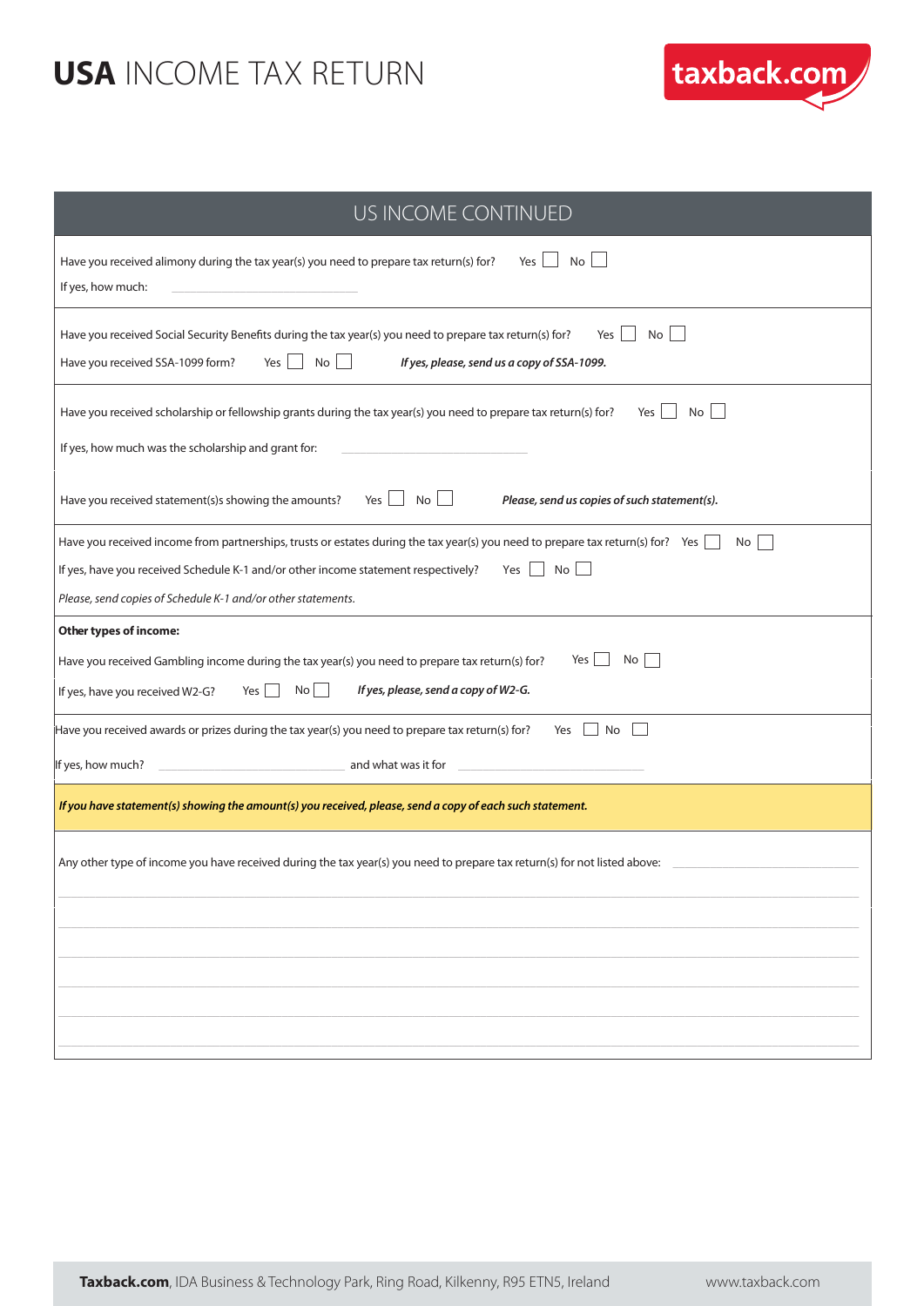# **USA** INCOME TAX RETURN

## US INCOME CONTINUED

Have you received alimony during the tax year(s) you need to prepare tax return(s) for? Yes ☐ No ☐

If yes, how much: ____________________

Have you received Social Security Benefits during the tax year(s) you need to prepare tax return(s) for? Yes ☐ No ☐

Have you received SSA-1099 form? Yes ☐ No ☐ ***If yes, please, send us a copy of SSA-1099.***

Have you received scholarship or fellowship grants during the tax year(s) you need to prepare tax return(s) for? Yes ☐ No ☐

If yes, how much was the scholarship and grant for: ____________________

Have you received statement(s)s showing the amounts? Yes ☐ No ☐ ***Please, send us copies of such statement(s).***

Have you received income from partnerships, trusts or estates during the tax year(s) you need to prepare tax return(s) for? Yes ☐ No ☐

If yes, have you received Schedule K-1 and/or other income statement respectively? Yes ☐ No ☐

*Please, send copies of Schedule K-1 and/or other statements.*

**Other types of income:**

Have you received Gambling income during the tax year(s) you need to prepare tax return(s) for? Yes ☐ No ☐

If yes, have you received W2-G? Yes ☐ No ☐ ***If yes, please, send a copy of W2-G.***

Have you received awards or prizes during the tax year(s) you need to prepare tax return(s) for? Yes ☐ No ☐

If yes, how much? ____________________ and what was it for ____________________

***If you have statement(s) showing the amount(s) you received, please, send a copy of each such statement.***

Any other type of income you have received during the tax year(s) you need to prepare tax return(s) for not listed above: ____________________

______________________________________________________________________

______________________________________________________________________

______________________________________________________________________

______________________________________________________________________

______________________________________________________________________

______________________________________________________________________

**Taxback.com**, IDA Business & Technology Park, Ring Road, Kilkenny, R95 ETN5, Ireland www.taxback.com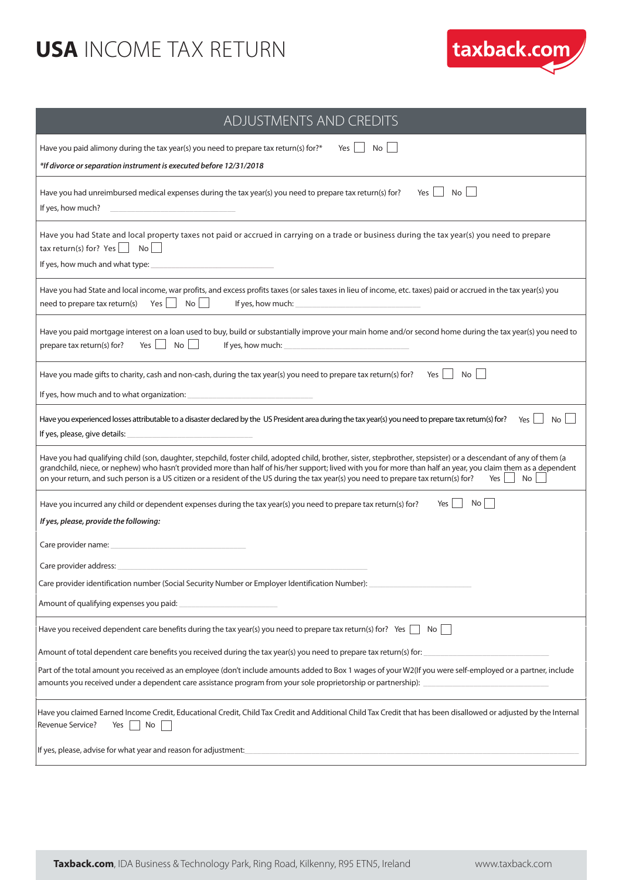# **USA** INCOME TAX RETURN

taxback.com

## ADJUSTMENTS AND CREDITS

Have you paid alimony during the tax year(s) you need to prepare tax return(s) for?* Yes ☐ No ☐

***If divorce or separation instrument is executed before 12/31/2018***

---

Have you had unreimbursed medical expenses during the tax year(s) you need to prepare tax return(s) for? Yes ☐ No ☐

If yes, how much? ______________________

---

Have you had State and local property taxes not paid or accrued in carrying on a trade or business during the tax year(s) you need to prepare tax return(s) for? Yes ☐ No ☐

If yes, how much and what type: ______________________

---

Have you had State and local income, war profits, and excess profits taxes (or sales taxes in lieu of income, etc. taxes) paid or accrued in the tax year(s) you need to prepare tax return(s) Yes ☐ No ☐ If yes, how much: ______________________

---

Have you paid mortgage interest on a loan used to buy, build or substantially improve your main home and/or second home during the tax year(s) you need to prepare tax return(s) for? Yes ☐ No ☐ If yes, how much: ______________________

---

Have you made gifts to charity, cash and non-cash, during the tax year(s) you need to prepare tax return(s) for? Yes ☐ No ☐

If yes, how much and to what organization: ______________________

---

Have you experienced losses attributable to a disaster declared by the US President area during the tax year(s) you need to prepare tax return(s) for? Yes ☐ No ☐

If yes, please, give details: ______________________

---

Have you had qualifying child (son, daughter, stepchild, foster child, adopted child, brother, sister, stepbrother, stepsister) or a descendant of any of them (a grandchild, niece, or nephew) who hasn't provided more than half of his/her support; lived with you for more than half an year, you claim them as a dependent on your return, and such person is a US citizen or a resident of the US during the tax year(s) you need to prepare tax return(s) for? Yes ☐ No ☐

---

Have you incurred any child or dependent expenses during the tax year(s) you need to prepare tax return(s) for? Yes ☐ No ☐

***If yes, please, provide the following:***

Care provider name: ______________________

Care provider address: ______________________

Care provider identification number (Social Security Number or Employer Identification Number): ______________________

Amount of qualifying expenses you paid: ______________________

---

Have you received dependent care benefits during the tax year(s) you need to prepare tax return(s) for? Yes ☐ No ☐

Amount of total dependent care benefits you received during the tax year(s) you need to prepare tax return(s) for: ______________________

Part of the total amount you received as an employee (don't include amounts added to Box 1 wages of your W2(If you were self-employed or a partner, include amounts you received under a dependent care assistance program from your sole proprietorship or partnership): ______________________

---

Have you claimed Earned Income Credit, Educational Credit, Child Tax Credit and Additional Child Tax Credit that has been disallowed or adjusted by the Internal Revenue Service? Yes ☐ No ☐

If yes, please, advise for what year and reason for adjustment: ______________________

**Taxback.com**, IDA Business & Technology Park, Ring Road, Kilkenny, R95 ETN5, Ireland www.taxback.com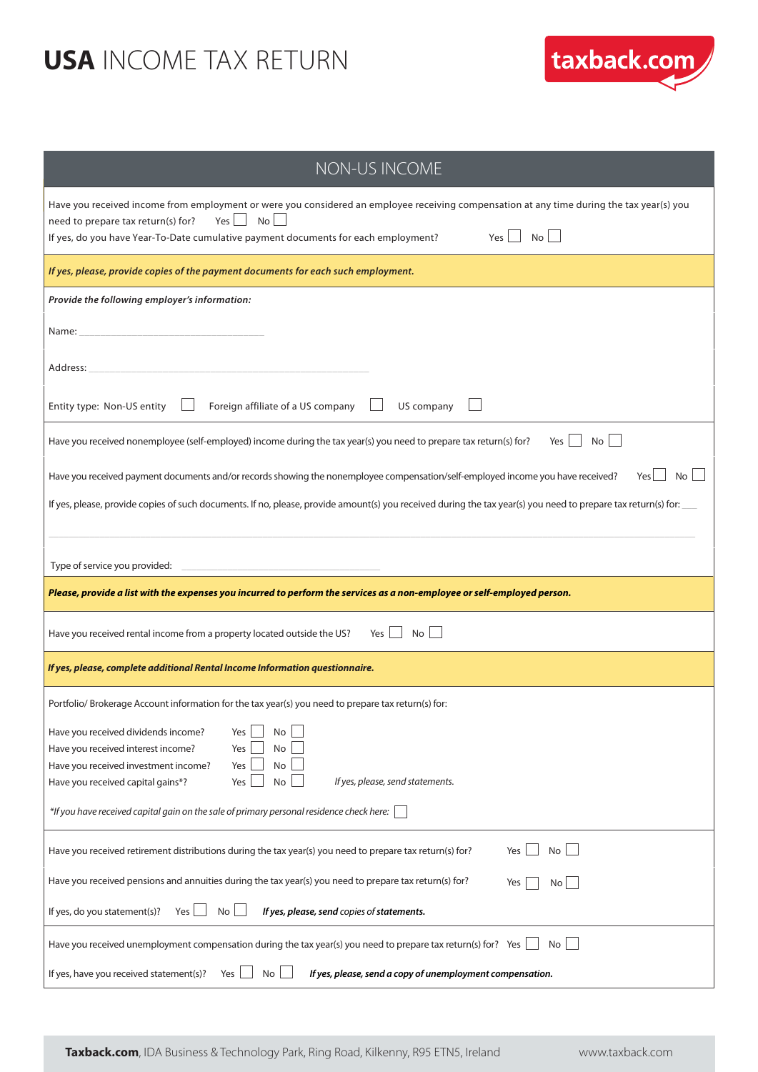# **USA** INCOME TAX RETURN

## NON-US INCOME

Have you received income from employment or were you considered an employee receiving compensation at any time during the tax year(s) you need to prepare tax return(s) for? Yes ☐ No ☐

If yes, do you have Year-To-Date cumulative payment documents for each employment? Yes ☐ No ☐

***If yes, please, provide copies of the payment documents for each such employment.***

***Provide the following employer's information:***

Name: ____________________

Address: ____________________

Entity type: Non-US entity ☐ Foreign affiliate of a US company ☐ US company ☐

Have you received nonemployee (self-employed) income during the tax year(s) you need to prepare tax return(s) for? Yes ☐ No ☐

Have you received payment documents and/or records showing the nonemployee compensation/self-employed income you have received? Yes ☐ No ☐

If yes, please, provide copies of such documents. If no, please, provide amount(s) you received during the tax year(s) you need to prepare tax return(s) for: ____

____________________

Type of service you provided: ____________________

***Please, provide a list with the expenses you incurred to perform the services as a non-employee or self-employed person.***

Have you received rental income from a property located outside the US? Yes ☐ No ☐

***If yes, please, complete additional Rental Income Information questionnaire.***

Portfolio/ Brokerage Account information for the tax year(s) you need to prepare tax return(s) for:

Have you received dividends income? Yes ☐ No ☐
Have you received interest income? Yes ☐ No ☐
Have you received investment income? Yes ☐ No ☐
Have you received capital gains*? Yes ☐ No ☐ *If yes, please, send statements.*

**If you have received capital gain on the sale of primary personal residence check here:* ☐

Have you received retirement distributions during the tax year(s) you need to prepare tax return(s) for? Yes ☐ No ☐

Have you received pensions and annuities during the tax year(s) you need to prepare tax return(s) for? Yes ☐ No ☐

If yes, do you statement(s)? Yes ☐ No ☐ ***If yes, please, send copies of statements.***

Have you received unemployment compensation during the tax year(s) you need to prepare tax return(s) for? Yes ☐ No ☐

If yes, have you received statement(s)? Yes ☐ No ☐ ***If yes, please, send a copy of unemployment compensation.***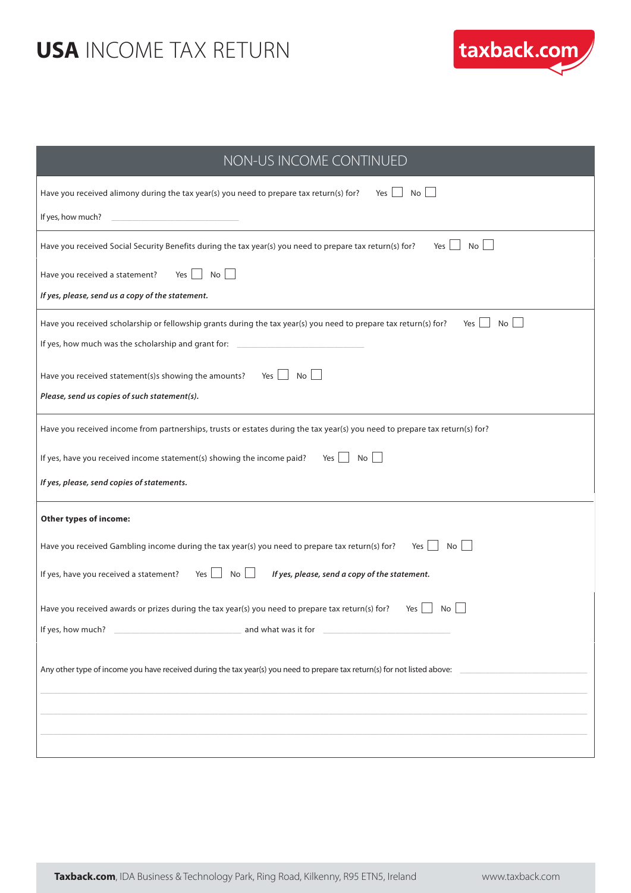# USA INCOME TAX RETURN

## NON-US INCOME CONTINUED

Have you received alimony during the tax year(s) you need to prepare tax return(s) for? Yes ☐ No ☐

If yes, how much? \_\_\_\_\_\_\_\_\_\_\_\_\_\_\_\_\_\_\_\_

Have you received Social Security Benefits during the tax year(s) you need to prepare tax return(s) for? Yes ☐ No ☐

Have you received a statement? Yes ☐ No ☐

***If yes, please, send us a copy of the statement.***

Have you received scholarship or fellowship grants during the tax year(s) you need to prepare tax return(s) for? Yes ☐ No ☐

If yes, how much was the scholarship and grant for: \_\_\_\_\_\_\_\_\_\_\_\_\_\_\_\_\_\_\_\_

Have you received statement(s)s showing the amounts? Yes ☐ No ☐

***Please, send us copies of such statement(s).***

Have you received income from partnerships, trusts or estates during the tax year(s) you need to prepare tax return(s) for?

If yes, have you received income statement(s) showing the income paid? Yes ☐ No ☐

***If yes, please, send copies of statements.***

**Other types of income:**

Have you received Gambling income during the tax year(s) you need to prepare tax return(s) for? Yes ☐ No ☐

If yes, have you received a statement? Yes ☐ No ☐ ***If yes, please, send a copy of the statement.***

Have you received awards or prizes during the tax year(s) you need to prepare tax return(s) for? Yes ☐ No ☐

If yes, how much? \_\_\_\_\_\_\_\_\_\_\_\_\_\_\_\_\_\_\_\_ and what was it for \_\_\_\_\_\_\_\_\_\_\_\_\_\_\_\_\_\_\_\_

Any other type of income you have received during the tax year(s) you need to prepare tax return(s) for not listed above: \_\_\_\_\_\_\_\_\_\_\_\_\_\_\_\_\_\_\_\_

\_\_\_\_\_\_\_\_\_\_\_\_\_\_\_\_\_\_\_\_\_\_\_\_\_\_\_\_\_\_\_\_\_\_\_\_\_\_\_\_

\_\_\_\_\_\_\_\_\_\_\_\_\_\_\_\_\_\_\_\_\_\_\_\_\_\_\_\_\_\_\_\_\_\_\_\_\_\_\_\_

\_\_\_\_\_\_\_\_\_\_\_\_\_\_\_\_\_\_\_\_\_\_\_\_\_\_\_\_\_\_\_\_\_\_\_\_\_\_\_\_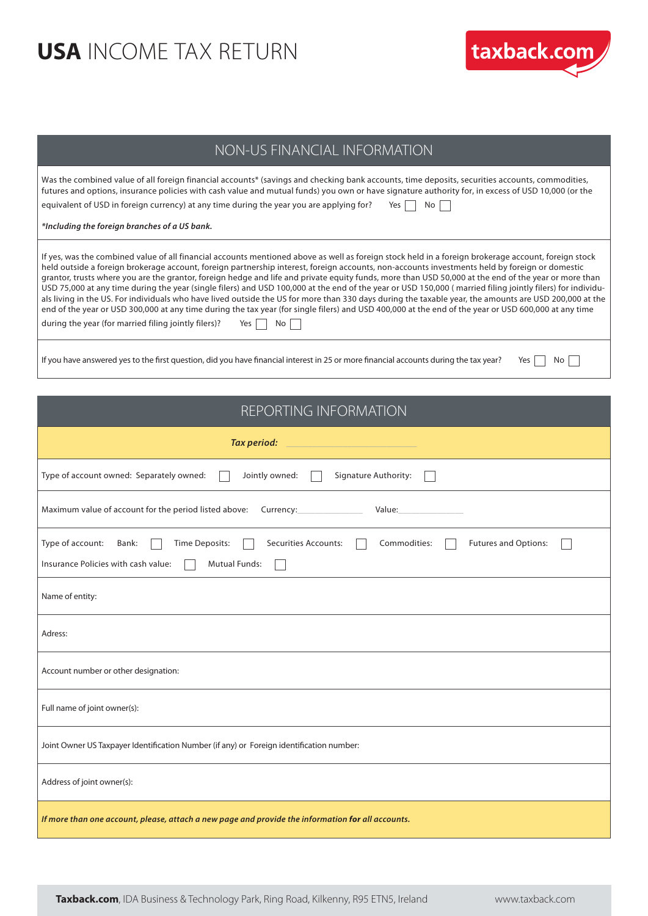# USA INCOME TAX RETURN

taxback.com

## NON-US FINANCIAL INFORMATION

Was the combined value of all foreign financial accounts* (savings and checking bank accounts, time deposits, securities accounts, commodities, futures and options, insurance policies with cash value and mutual funds) you own or have signature authority for, in excess of USD 10,000 (or the equivalent of USD in foreign currency) at any time during the year you are applying for? Yes ☐ No ☐

***Including the foreign branches of a US bank.***

If yes, was the combined value of all financial accounts mentioned above as well as foreign stock held in a foreign brokerage account, foreign stock held outside a foreign brokerage account, foreign partnership interest, foreign accounts, non-accounts investments held by foreign or domestic grantor, trusts where you are the grantor, foreign hedge and life and private equity funds, more than USD 50,000 at the end of the year or more than USD 75,000 at any time during the year (single filers) and USD 100,000 at the end of the year or USD 150,000 ( married filing jointly filers) for individuals living in the US. For individuals who have lived outside the US for more than 330 days during the taxable year, the amounts are USD 200,000 at the end of the year or USD 300,000 at any time during the tax year (for single filers) and USD 400,000 at the end of the year or USD 600,000 at any time during the year (for married filing jointly filers)? Yes ☐ No ☐

If you have answered yes to the first question, did you have financial interest in 25 or more financial accounts during the tax year? Yes ☐ No ☐

## REPORTING INFORMATION

***Tax period:*** ____________________

Type of account owned: Separately owned: ☐ Jointly owned: ☐ Signature Authority: ☐

Maximum value of account for the period listed above: Currency:____________ Value:____________

Type of account: Bank: ☐ Time Deposits: ☐ Securities Accounts: ☐ Commodities: ☐ Futures and Options: ☐
Insurance Policies with cash value: ☐ Mutual Funds: ☐

Name of entity:

Adress:

Account number or other designation:

Full name of joint owner(s):

Joint Owner US Taxpayer Identification Number (if any) or Foreign identification number:

Address of joint owner(s):

***If more than one account, please, attach a new page and provide the information for all accounts.***

**Taxback.com**, IDA Business & Technology Park, Ring Road, Kilkenny, R95 ETN5, Ireland www.taxback.com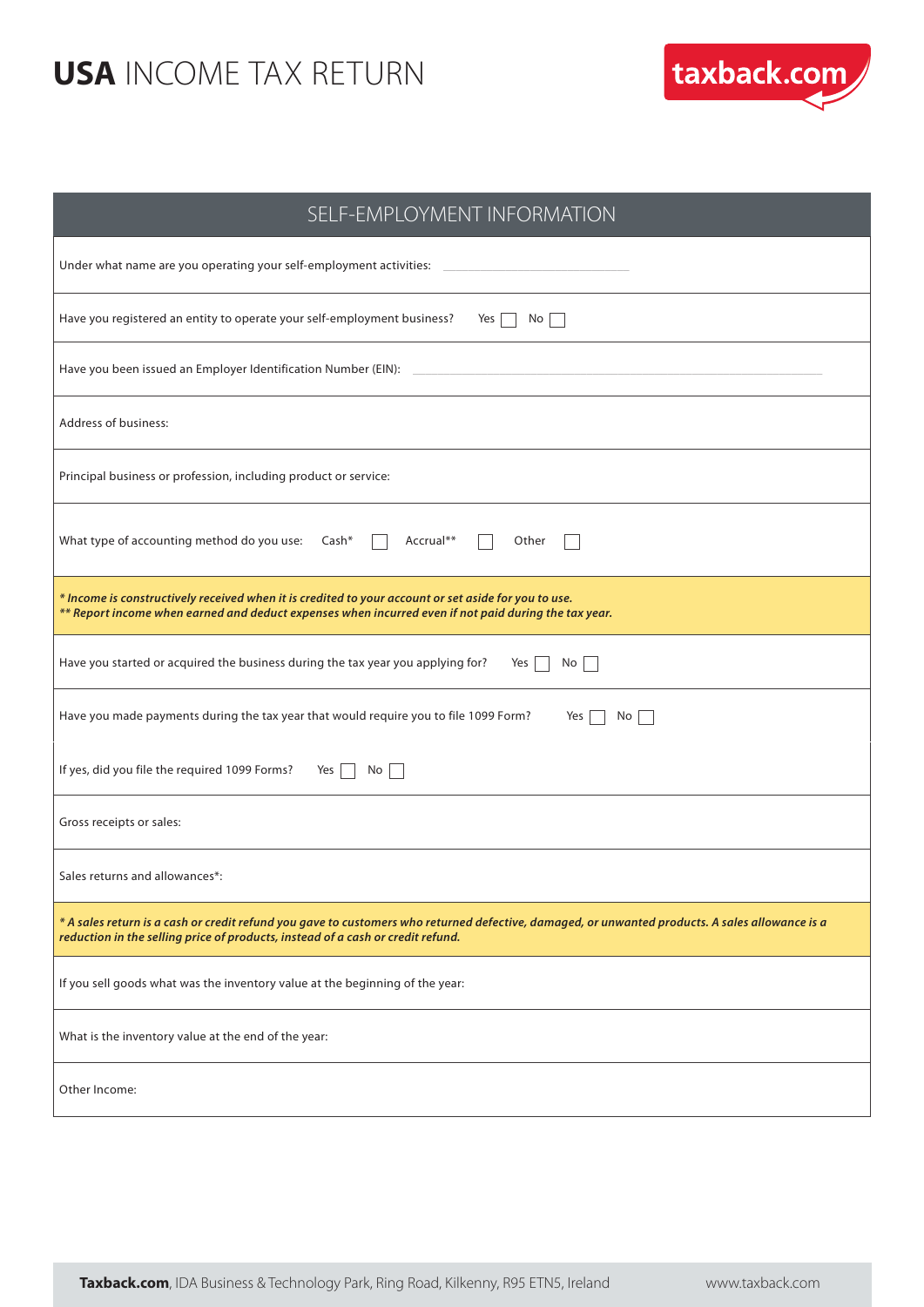# **USA** INCOME TAX RETURN

## SELF-EMPLOYMENT INFORMATION

Under what name are you operating your self-employment activities: ______________________

Have you registered an entity to operate your self-employment business? Yes ☐ No ☐

Have you been issued an Employer Identification Number (EIN): ______________________

Address of business:

Principal business or profession, including product or service:

What type of accounting method do you use: Cash* ☐ Accrual** ☐ Other ☐

***Income is constructively received when it is credited to your account or set aside for you to use.***
***** Report income when earned and deduct expenses when incurred even if not paid during the tax year.***

Have you started or acquired the business during the tax year you applying for? Yes ☐ No ☐

Have you made payments during the tax year that would require you to file 1099 Form? Yes ☐ No ☐

If yes, did you file the required 1099 Forms? Yes ☐ No ☐

Gross receipts or sales:

Sales returns and allowances*:

***A sales return is a cash or credit refund you gave to customers who returned defective, damaged, or unwanted products. A sales allowance is a reduction in the selling price of products, instead of a cash or credit refund.***

If you sell goods what was the inventory value at the beginning of the year:

What is the inventory value at the end of the year:

Other Income:

**Taxback.com**, IDA Business & Technology Park, Ring Road, Kilkenny, R95 ETN5, Ireland www.taxback.com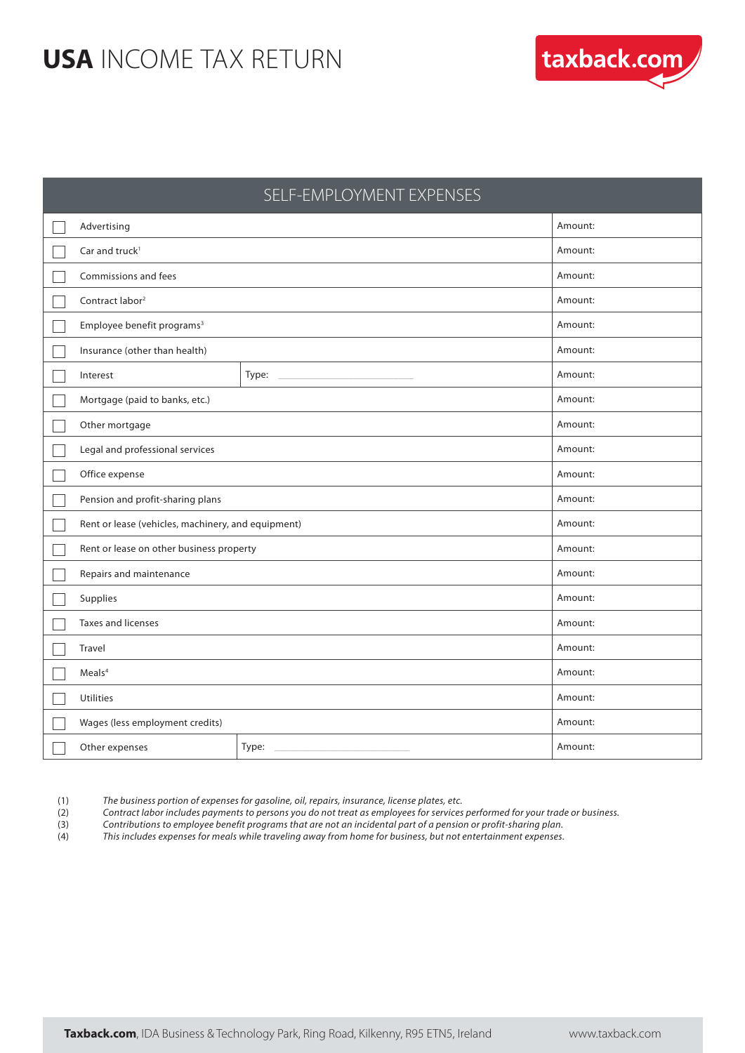# USA INCOME TAX RETURN

## SELF-EMPLOYMENT EXPENSES

| | Expense | | Amount |
|---|---|---|---|
| ☐ | Advertising | | Amount: |
| ☐ | Car and truck[1] | | Amount: |
| ☐ | Commissions and fees | | Amount: |
| ☐ | Contract labor[2] | | Amount: |
| ☐ | Employee benefit programs[3] | | Amount: |
| ☐ | Insurance (other than health) | | Amount: |
| ☐ | Interest | Type: | Amount: |
| ☐ | Mortgage (paid to banks, etc.) | | Amount: |
| ☐ | Other mortgage | | Amount: |
| ☐ | Legal and professional services | | Amount: |
| ☐ | Office expense | | Amount: |
| ☐ | Pension and profit-sharing plans | | Amount: |
| ☐ | Rent or lease (vehicles, machinery, and equipment) | | Amount: |
| ☐ | Rent or lease on other business property | | Amount: |
| ☐ | Repairs and maintenance | | Amount: |
| ☐ | Supplies | | Amount: |
| ☐ | Taxes and licenses | | Amount: |
| ☐ | Travel | | Amount: |
| ☐ | Meals[4] | | Amount: |
| ☐ | Utilities | | Amount: |
| ☐ | Wages (less employment credits) | | Amount: |
| ☐ | Other expenses | Type: | Amount: |

(1) *The business portion of expenses for gasoline, oil, repairs, insurance, license plates, etc.*
(2) *Contract labor includes payments to persons you do not treat as employees for services performed for your trade or business.*
(3) *Contributions to employee benefit programs that are not an incidental part of a pension or profit-sharing plan.*
(4) *This includes expenses for meals while traveling away from home for business, but not entertainment expenses.*

**Taxback.com**, IDA Business & Technology Park, Ring Road, Kilkenny, R95 ETN5, Ireland www.taxback.com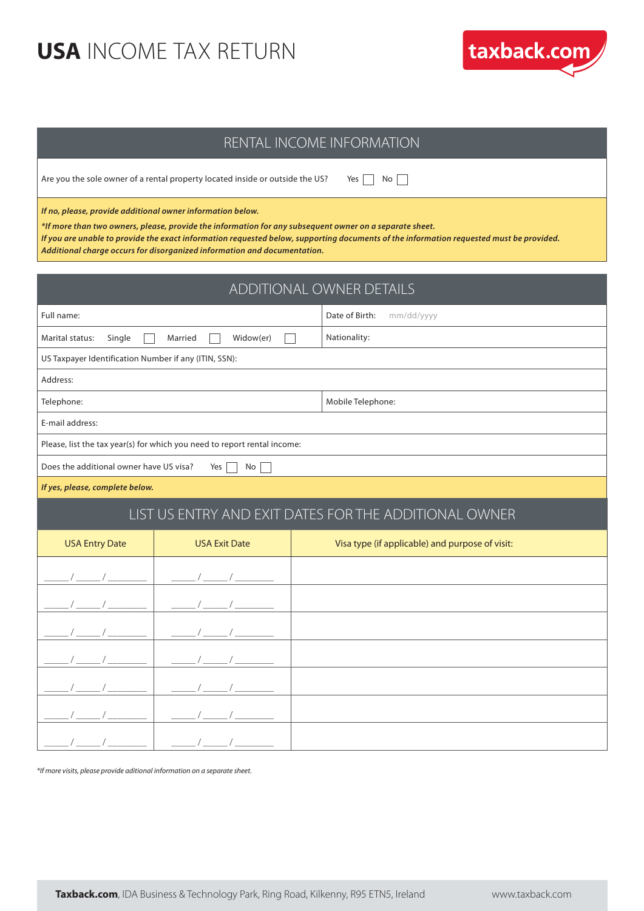# **USA** INCOME TAX RETURN

taxback.com

## RENTAL INCOME INFORMATION

Are you the sole owner of a rental property located inside or outside the US? Yes ☐ No ☐

***If no, please, provide additional owner information below.***

***\*If more than two owners, please, provide the information for any subsequent owner on a separate sheet.***
***If you are unable to provide the exact information requested below, supporting documents of the information requested must be provided.***
***Additional charge occurs for disorganized information and documentation.***

## ADDITIONAL OWNER DETAILS

| | |
|---|---|
| Full name: | Date of Birth: mm/dd/yyyy |
| Marital status: Single ☐ Married ☐ Widow(er) ☐ | Nationality: |
| US Taxpayer Identification Number if any (ITIN, SSN): | |
| Address: | |
| Telephone: | Mobile Telephone: |
| E-mail address: | |
| Please, list the tax year(s) for which you need to report rental income: | |
| Does the additional owner have US visa? Yes ☐ No ☐ | |

***If yes, please, complete below.***

## LIST US ENTRY AND EXIT DATES FOR THE ADDITIONAL OWNER

| USA Entry Date | USA Exit Date | Visa type (if applicable) and purpose of visit: |
|---|---|---|
| ____/____/______ | ____/____/______ | |
| ____/____/______ | ____/____/______ | |
| ____/____/______ | ____/____/______ | |
| ____/____/______ | ____/____/______ | |
| ____/____/______ | ____/____/______ | |
| ____/____/______ | ____/____/______ | |
| ____/____/______ | ____/____/______ | |

*\*If more visits, please provide aditional information on a separate sheet.*

**Taxback.com**, IDA Business & Technology Park, Ring Road, Kilkenny, R95 ETN5, Ireland www.taxback.com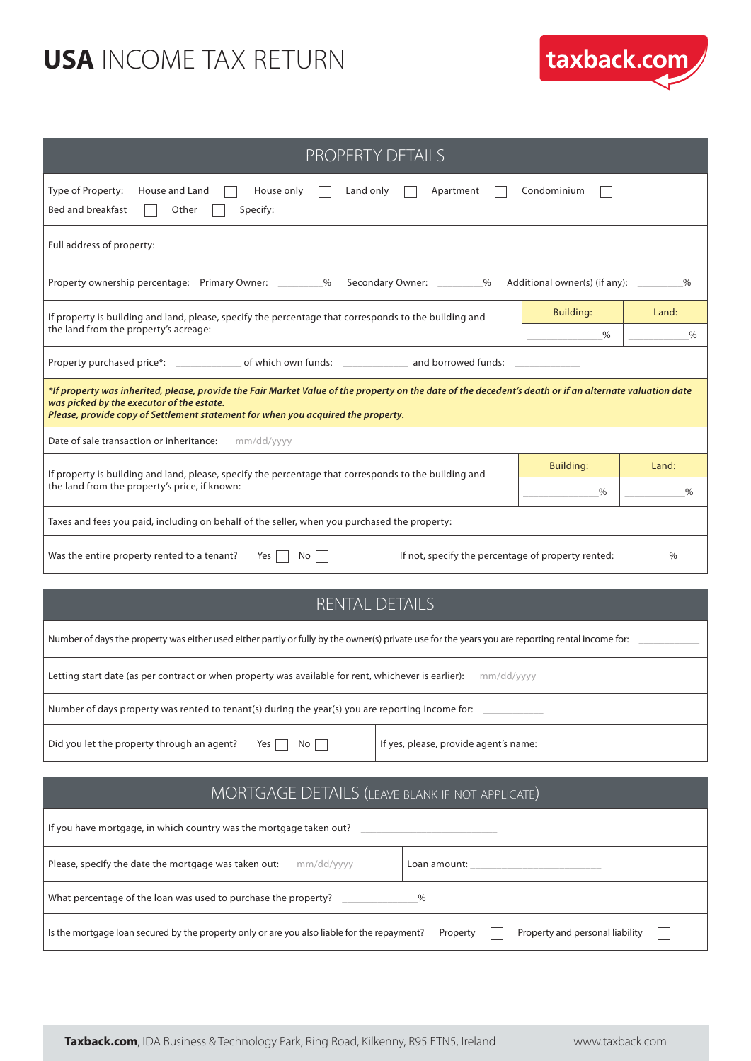# **USA** INCOME TAX RETURN

taxback.com

## PROPERTY DETAILS

Type of Property: House and Land ☐ House only ☐ Land only ☐ Apartment ☐ Condominium ☐
Bed and breakfast ☐ Other ☐ Specify: ______________

Full address of property:

Property ownership percentage: Primary Owner: ________% Secondary Owner: ________% Additional owner(s) (if any): ________%

| If property is building and land, please, specify the percentage that corresponds to the building and the land from the property's acreage: | Building: | Land: |
|---|---|---|
| | ________% | ________% |

Property purchased price*: ____________ of which own funds: ____________ and borrowed funds: ____________

***If property was inherited, please, provide the Fair Market Value of the property on the date of the decedent's death or if an alternate valuation date was picked by the executor of the estate.***
***Please, provide copy of Settlement statement for when you acquired the property.***

Date of sale transaction or inheritance: mm/dd/yyyy

| If property is building and land, please, specify the percentage that corresponds to the building and the land from the property's price, if known: | Building: | Land: |
|---|---|---|
| | ________% | ________% |

Taxes and fees you paid, including on behalf of the seller, when you purchased the property: ______________

Was the entire property rented to a tenant? Yes ☐ No ☐ If not, specify the percentage of property rented: ________%

## RENTAL DETAILS

Number of days the property was either used either partly or fully by the owner(s) private use for the years you are reporting rental income for: ____________

Letting start date (as per contract or when property was available for rent, whichever is earlier): mm/dd/yyyy

Number of days property was rented to tenant(s) during the year(s) you are reporting income for: ____________

Did you let the property through an agent? Yes ☐ No ☐ If yes, please, provide agent's name:

## MORTGAGE DETAILS (LEAVE BLANK IF NOT APPLICATE)

If you have mortgage, in which country was the mortgage taken out? ______________

Please, specify the date the mortgage was taken out: mm/dd/yyyy Loan amount: ______________

What percentage of the loan was used to purchase the property? ____________%

Is the mortgage loan secured by the property only or are you also liable for the repayment? Property ☐ Property and personal liability ☐

**Taxback.com**, IDA Business & Technology Park, Ring Road, Kilkenny, R95 ETN5, Ireland www.taxback.com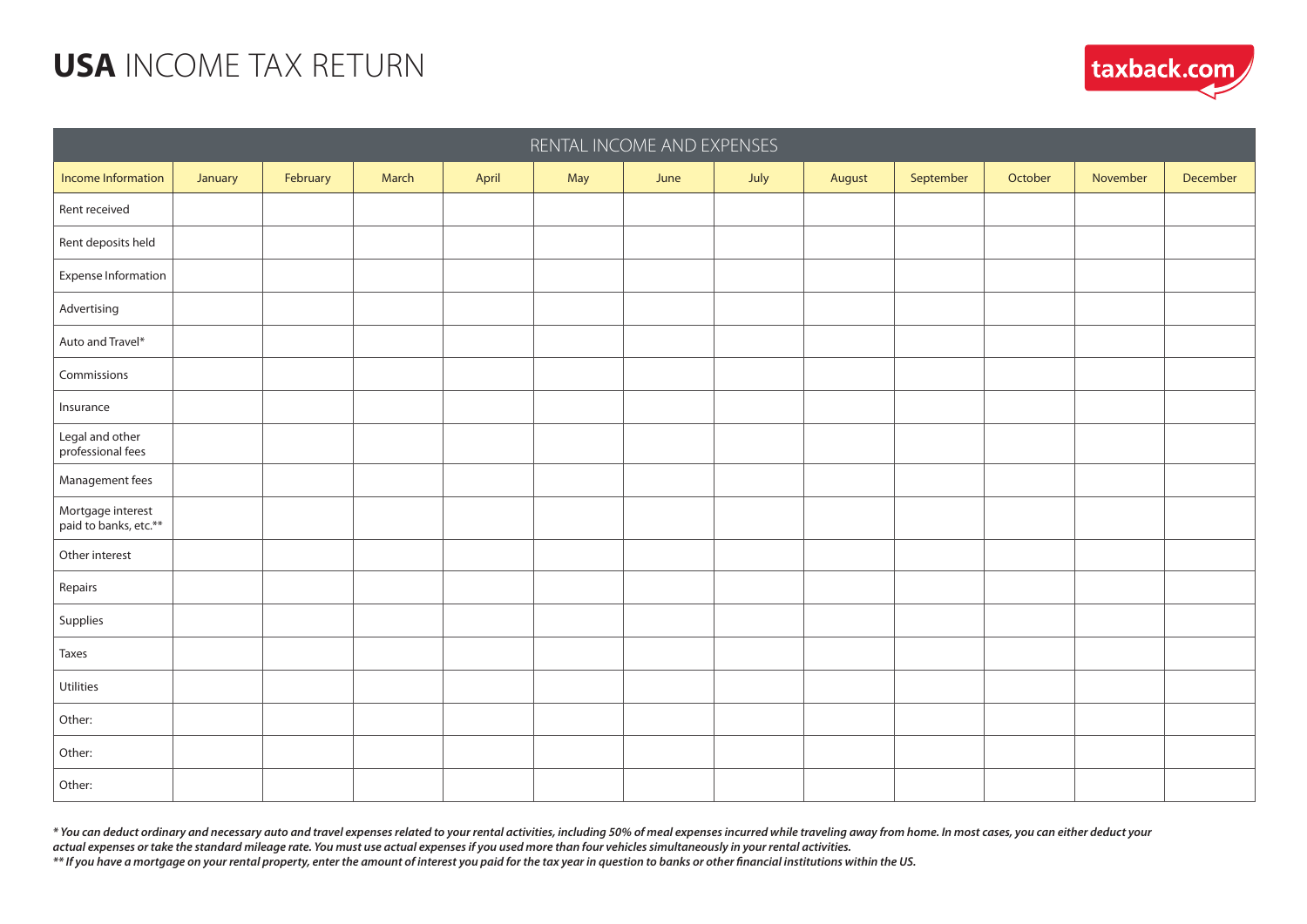# **USA** INCOME TAX RETURN

taxback.com

| RENTAL INCOME AND EXPENSES | | | | | | | | | | | | |
|---|---|---|---|---|---|---|---|---|---|---|---|---|
| Income Information | January | February | March | April | May | June | July | August | September | October | November | December |
| Rent received | | | | | | | | | | | | |
| Rent deposits held | | | | | | | | | | | | |
| Expense Information | | | | | | | | | | | | |
| Advertising | | | | | | | | | | | | |
| Auto and Travel* | | | | | | | | | | | | |
| Commissions | | | | | | | | | | | | |
| Insurance | | | | | | | | | | | | |
| Legal and other professional fees | | | | | | | | | | | | |
| Management fees | | | | | | | | | | | | |
| Mortgage interest paid to banks, etc.** | | | | | | | | | | | | |
| Other interest | | | | | | | | | | | | |
| Repairs | | | | | | | | | | | | |
| Supplies | | | | | | | | | | | | |
| Taxes | | | | | | | | | | | | |
| Utilities | | | | | | | | | | | | |
| Other: | | | | | | | | | | | | |
| Other: | | | | | | | | | | | | |
| Other: | | | | | | | | | | | | |

***** You can deduct ordinary and necessary auto and travel expenses related to your rental activities, including 50% of meal expenses incurred while traveling away from home. In most cases, you can either deduct your actual expenses or take the standard mileage rate. You must use actual expenses if you used more than four vehicles simultaneously in your rental activities.*

*** If you have a mortgage on your rental property, enter the amount of interest you paid for the tax year in question to banks or other financial institutions within the US.*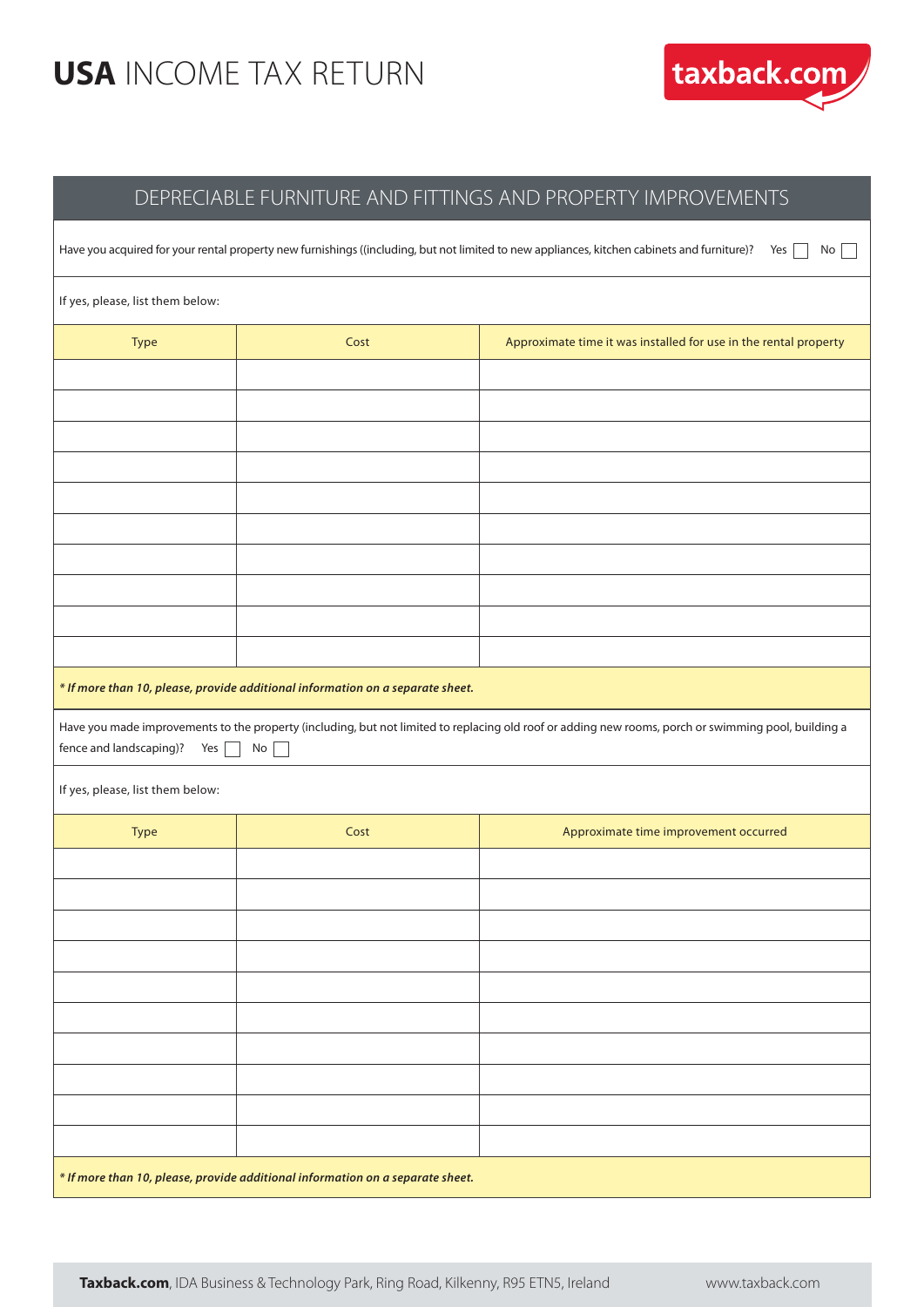# **USA** INCOME TAX RETURN

## DEPRECIABLE FURNITURE AND FITTINGS AND PROPERTY IMPROVEMENTS

Have you acquired for your rental property new furnishings ((including, but not limited to new appliances, kitchen cabinets and furniture)? Yes ☐ No ☐

If yes, please, list them below:

| Type | Cost | Approximate time it was installed for use in the rental property |
|---|---|---|
| | | |
| | | |
| | | |
| | | |
| | | |
| | | |
| | | |
| | | |
| | | |
| | | |

*** If more than 10, please, provide additional information on a separate sheet.***

Have you made improvements to the property (including, but not limited to replacing old roof or adding new rooms, porch or swimming pool, building a fence and landscaping)? Yes ☐ No ☐

If yes, please, list them below:

| Type | Cost | Approximate time improvement occurred |
|---|---|---|
| | | |
| | | |
| | | |
| | | |
| | | |
| | | |
| | | |
| | | |
| | | |
| | | |

*** If more than 10, please, provide additional information on a separate sheet.***

**Taxback.com**, IDA Business & Technology Park, Ring Road, Kilkenny, R95 ETN5, Ireland www.taxback.com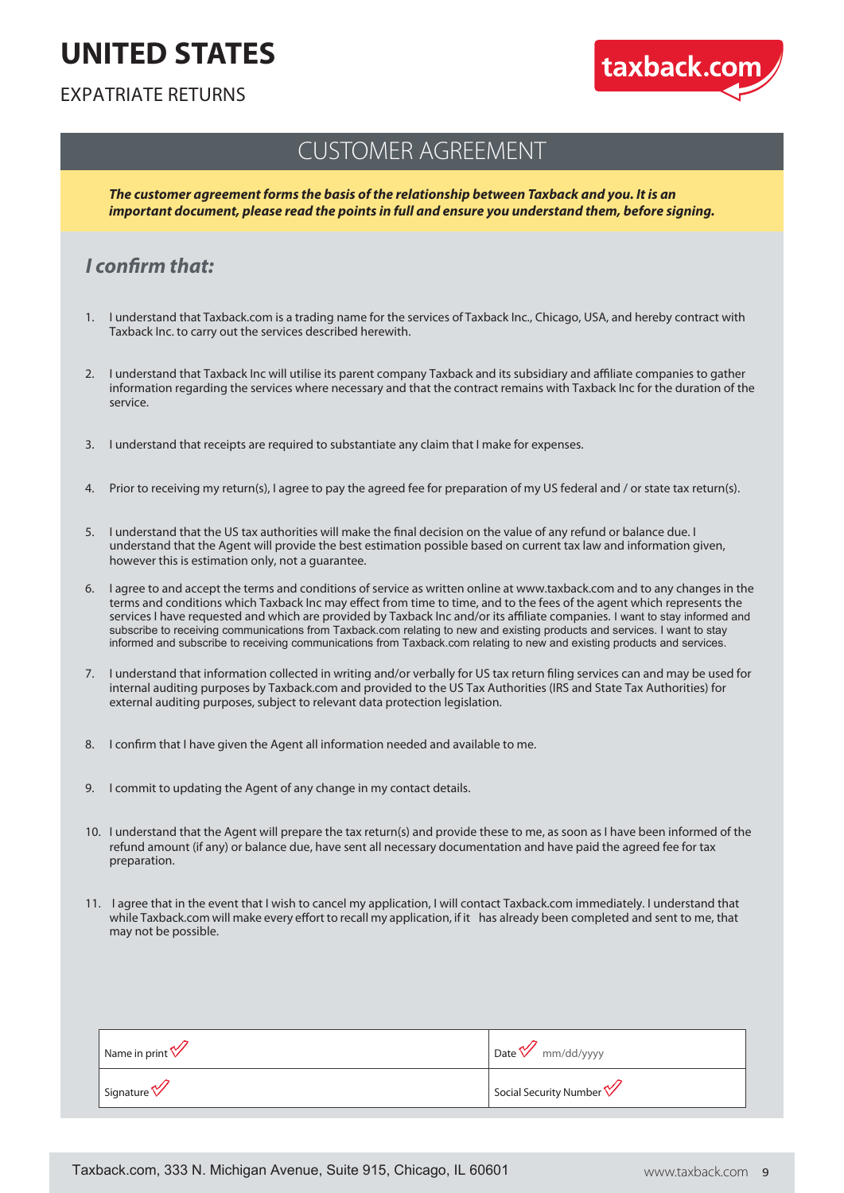# UNITED STATES

EXPATRIATE RETURNS

taxback.com

## CUSTOMER AGREEMENT

***The customer agreement forms the basis of the relationship between Taxback and you. It is an important document, please read the points in full and ensure you understand them, before signing.***

### *I confirm that:*

1. I understand that Taxback.com is a trading name for the services of Taxback Inc., Chicago, USA, and hereby contract with Taxback Inc. to carry out the services described herewith.

2. I understand that Taxback Inc will utilise its parent company Taxback and its subsidiary and affiliate companies to gather information regarding the services where necessary and that the contract remains with Taxback Inc for the duration of the service.

3. I understand that receipts are required to substantiate any claim that I make for expenses.

4. Prior to receiving my return(s), I agree to pay the agreed fee for preparation of my US federal and / or state tax return(s).

5. I understand that the US tax authorities will make the final decision on the value of any refund or balance due. I understand that the Agent will provide the best estimation possible based on current tax law and information given, however this is estimation only, not a guarantee.

6. I agree to and accept the terms and conditions of service as written online at www.taxback.com and to any changes in the terms and conditions which Taxback Inc may effect from time to time, and to the fees of the agent which represents the services I have requested and which are provided by Taxback Inc and/or its affiliate companies. I want to stay informed and subscribe to receiving communications from Taxback.com relating to new and existing products and services. I want to stay informed and subscribe to receiving communications from Taxback.com relating to new and existing products and services.

7. I understand that information collected in writing and/or verbally for US tax return filing services can and may be used for internal auditing purposes by Taxback.com and provided to the US Tax Authorities (IRS and State Tax Authorities) for external auditing purposes, subject to relevant data protection legislation.

8. I confirm that I have given the Agent all information needed and available to me.

9. I commit to updating the Agent of any change in my contact details.

10. I understand that the Agent will prepare the tax return(s) and provide these to me, as soon as I have been informed of the refund amount (if any) or balance due, have sent all necessary documentation and have paid the agreed fee for tax preparation.

11. I agree that in the event that I wish to cancel my application, I will contact Taxback.com immediately. I understand that while Taxback.com will make every effort to recall my application, if it has already been completed and sent to me, that may not be possible.

| | |
|---|---|
| Name in print | Date mm/dd/yyyy |
| Signature | Social Security Number |

Taxback.com, 333 N. Michigan Avenue, Suite 915, Chicago, IL 60601

www.taxback.com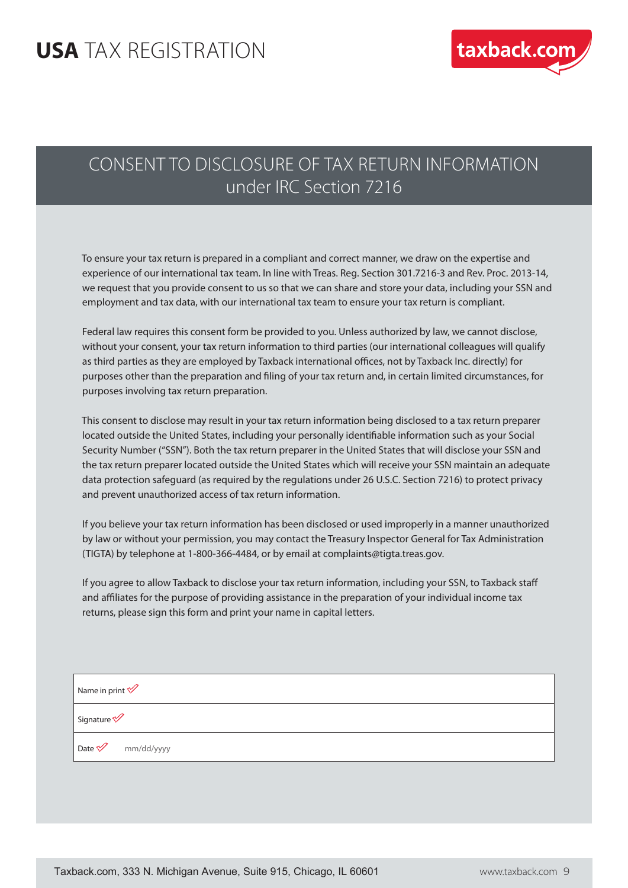# USA TAX REGISTRATION

## CONSENT TO DISCLOSURE OF TAX RETURN INFORMATION under IRC Section 7216

To ensure your tax return is prepared in a compliant and correct manner, we draw on the expertise and experience of our international tax team. In line with Treas. Reg. Section 301.7216-3 and Rev. Proc. 2013-14, we request that you provide consent to us so that we can share and store your data, including your SSN and employment and tax data, with our international tax team to ensure your tax return is compliant.

Federal law requires this consent form be provided to you. Unless authorized by law, we cannot disclose, without your consent, your tax return information to third parties (our international colleagues will qualify as third parties as they are employed by Taxback international offices, not by Taxback Inc. directly) for purposes other than the preparation and filing of your tax return and, in certain limited circumstances, for purposes involving tax return preparation.

This consent to disclose may result in your tax return information being disclosed to a tax return preparer located outside the United States, including your personally identifiable information such as your Social Security Number ("SSN"). Both the tax return preparer in the United States that will disclose your SSN and the tax return preparer located outside the United States which will receive your SSN maintain an adequate data protection safeguard (as required by the regulations under 26 U.S.C. Section 7216) to protect privacy and prevent unauthorized access of tax return information.

If you believe your tax return information has been disclosed or used improperly in a manner unauthorized by law or without your permission, you may contact the Treasury Inspector General for Tax Administration (TIGTA) by telephone at 1-800-366-4484, or by email at complaints@tigta.treas.gov.

If you agree to allow Taxback to disclose your tax return information, including your SSN, to Taxback staff and affiliates for the purpose of providing assistance in the preparation of your individual income tax returns, please sign this form and print your name in capital letters.

| | |
|---|---|
| Name in print ✓ | |
| Signature ✓ | |
| Date ✓ | mm/dd/yyyy |

Taxback.com, 333 N. Michigan Avenue, Suite 915, Chicago, IL 60601

www.taxback.com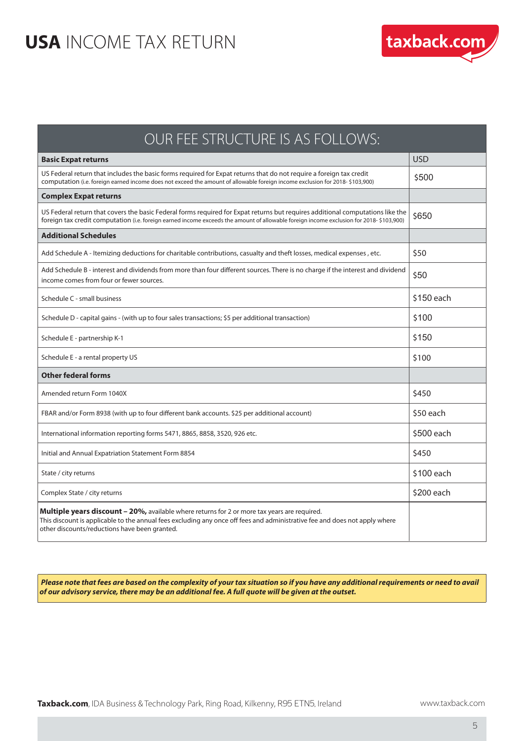# **USA** INCOME TAX RETURN

taxback.com

## OUR FEE STRUCTURE IS AS FOLLOWS:

| **Basic Expat returns** | USD |
|---|---|
| US Federal return that includes the basic forms required for Expat returns that do not require a foreign tax credit computation (i.e. foreign earned income does not exceed the amount of allowable foreign income exclusion for 2018- $103,900) | $500 |
| **Complex Expat returns** | |
| US Federal return that covers the basic Federal forms required for Expat returns but requires additional computations like the foreign tax credit computation (i.e. foreign earned income exceeds the amount of allowable foreign income exclusion for 2018- $103,900) | $650 |
| **Additional Schedules** | |
| Add Schedule A - Itemizing deductions for charitable contributions, casualty and theft losses, medical expenses , etc. | $50 |
| Add Schedule B - interest and dividends from more than four different sources. There is no charge if the interest and dividend income comes from four or fewer sources. | $50 |
| Schedule C - small business | $150 each |
| Schedule D - capital gains - (with up to four sales transactions; $5 per additional transaction) | $100 |
| Schedule E - partnership K-1 | $150 |
| Schedule E - a rental property US | $100 |
| **Other federal forms** | |
| Amended return Form 1040X | $450 |
| FBAR and/or Form 8938 (with up to four different bank accounts. $25 per additional account) | $50 each |
| International information reporting forms 5471, 8865, 8858, 3520, 926 etc. | $500 each |
| Initial and Annual Expatriation Statement Form 8854 | $450 |
| State / city returns | $100 each |
| Complex State / city returns | $200 each |
| **Multiple years discount – 20%,** available where returns for 2 or more tax years are required. This discount is applicable to the annual fees excluding any once off fees and administrative fee and does not apply where other discounts/reductions have been granted. | |

***Please note that fees are based on the complexity of your tax situation so if you have any additional requirements or need to avail of our advisory service, there may be an additional fee. A full quote will be given at the outset.***

**Taxback.com**, IDA Business & Technology Park, Ring Road, Kilkenny, R95 ETN5, Ireland

www.taxback.com